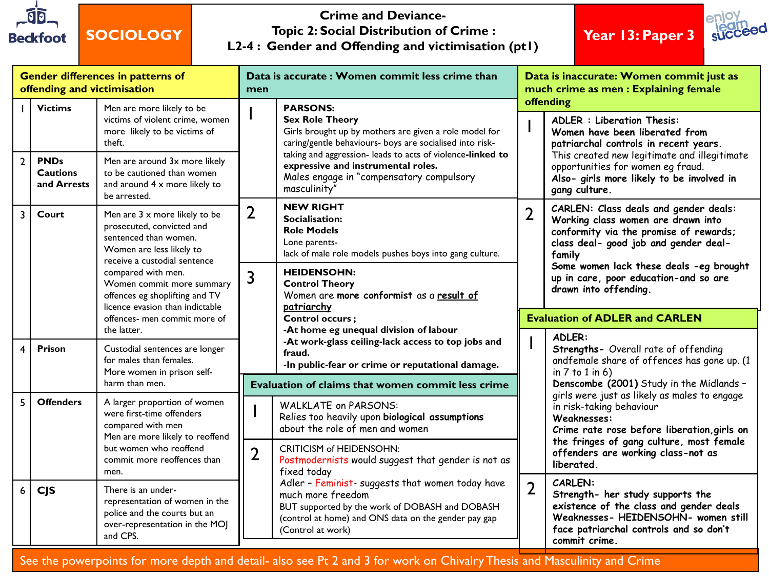# Crime and Deviance- Topic 2: Social Distribution of Crime : L2-4 : Gender and Offending and victimisation (pt1)

**SOCIOLOGY** | **Year 13: Paper 3**

## Gender differences in patterns of offending and victimisation

| | | |
|---|---|---|
| 1 | **Victims** | Men are more likely to be victims of violent crime, women more likely to be victims of theft. |
| 2 | **PNDs Cautions and Arrests** | Men are around 3x more likely to be cautioned than women and around 4 x more likely to be arrested. |
| 3 | **Court** | Men are 3 x more likely to be prosecuted, convicted and sentenced than women. Women are less likely to receive a custodial sentence compared with men. Women commit more summary offences eg shoplifting and TV licence evasion than indictable offences- men commit more of the latter. |
| 4 | **Prison** | Custodial sentences are longer for males than females. More women in prison self-harm than men. |
| 5 | **Offenders** | A larger proportion of women were first-time offenders compared with men. Men are more likely to reoffend but women who reoffend commit more reoffences than men. |
| 6 | **CJS** | There is an under-representation of women in the police and the courts but an over-representation in the MOJ and CPS. |

## Data is accurate : Women commit less crime than men

| | |
|---|---|
| 1 | **PARSONS:** **Sex Role Theory** Girls brought up by mothers are given a role model for caring/gentle behaviours- boys are socialised into risk-taking and aggression- leads to acts of violence-**linked to expressive and instrumental roles.** Males engage in "compensatory compulsory masculinity" |
| 2 | **NEW RIGHT** **Socialisation:** **Role Models** Lone parents- lack of male role models pushes boys into gang culture. |
| 3 | **HEIDENSOHN:** **Control Theory** Women are **more conformist** as a **result of patriarchy** **Control occurs ;** **-At home eg unequal division of labour** **-At work-glass ceiling-lack access to top jobs and fraud.** **-In public-fear or crime or reputational damage.** |

## Evaluation of claims that women commit less crime

| | |
|---|---|
| 1 | WALKLATE on PARSONS: Relies too heavily upon **biological assumptions** about the role of men and women |
| 2 | CRITICISM of HEIDENSOHN: Postmodernists would suggest that gender is not as fixed today Adler – Feminist- suggests that women today have much more freedom BUT supported by the work of DOBASH and DOBASH (control at home) and ONS data on the gender pay gap (Control at work) |

## Data is inaccurate: Women commit just as much crime as men : Explaining female offending

| | |
|---|---|
| 1 | ADLER : Liberation Thesis: **Women have been liberated from patriarchal controls in recent years.** This created new legitimate and illegitimate opportunities for women eg fraud. **Also- girls more likely to be involved in gang culture.** |
| 2 | CARLEN: **Class deals and gender deals: Working class women are drawn into conformity via the promise of rewards; class deal- good job and gender deal- family** **Some women lack these deals -eg brought up in care, poor education-and so are drawn into offending.** |

## Evaluation of ADLER and CARLEN

| | |
|---|---|
| 1 | ADLER: **Strengths-** Overall rate of offending andfemale share of offences has gone up. (1 in 7 to 1 in 6) **Denscombe (2001)** Study in the Midlands – girls were just as likely as males to engage in risk-taking behaviour **Weaknesses:** **Crime rate rose before liberation,girls on the fringes of gang culture, most female offenders are working class-not as liberated.** |
| 2 | CARLEN: **Strength- her study supports the existence of the class and gender deals** **Weaknesses- HEIDENSOHN- women still face patriarchal controls and so don't commit crime.** |

See the powerpoints for more depth and detail- also see Pt 2 and 3 for work on Chivalry Thesis and Masculinity and Crime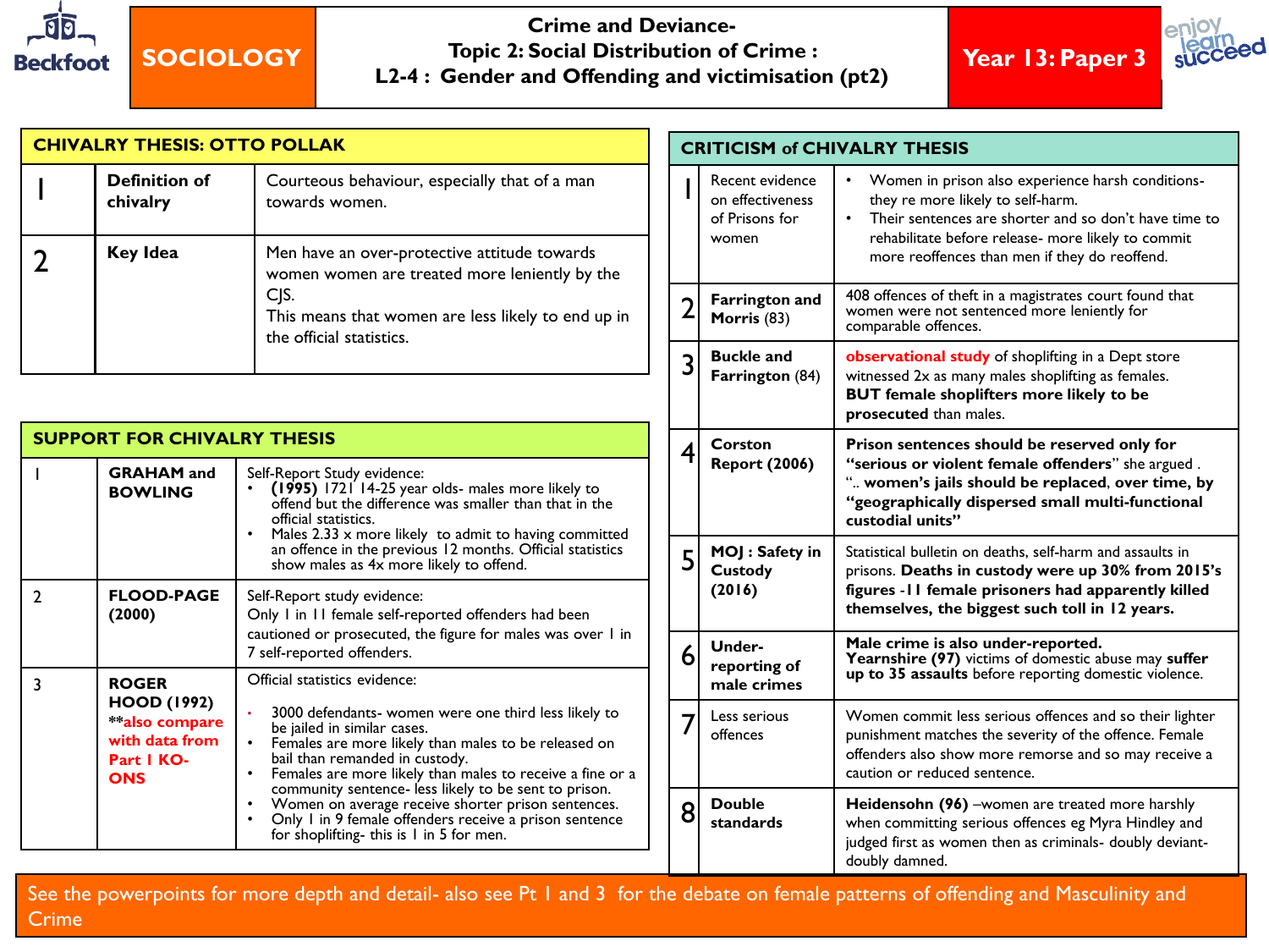**SOCIOLOGY**

# Crime and Deviance- Topic 2: Social Distribution of Crime : L2-4 : Gender and Offending and victimisation (pt2)

**Year 13: Paper 3**

## CHIVALRY THESIS: OTTO POLLAK

| | | |
|---|---|---|
| 1 | **Definition of chivalry** | Courteous behaviour, especially that of a man towards women. |
| 2 | **Key Idea** | Men have an over-protective attitude towards women women are treated more leniently by the CJS. This means that women are less likely to end up in the official statistics. |

## SUPPORT FOR CHIVALRY THESIS

| | | |
|---|---|---|
| 1 | **GRAHAM and BOWLING** | Self-Report Study evidence:<br>• **(1995)** 1721 14-25 year olds- males more likely to offend but the difference was smaller than that in the official statistics.<br>• Males 2.33 x more likely to admit to having committed an offence in the previous 12 months. Official statistics show males as 4x more likely to offend. |
| 2 | **FLOOD-PAGE (2000)** | Self-Report study evidence:<br>Only 1 in 11 female self-reported offenders had been cautioned or prosecuted, the figure for males was over 1 in 7 self-reported offenders. |
| 3 | **ROGER HOOD (1992)** **also compare with data from Part 1 KO-ONS** | Official statistics evidence:<br>• 3000 defendants- women were one third less likely to be jailed in similar cases.<br>• Females are more likely than males to be released on bail than remanded in custody.<br>• Females are more likely than males to receive a fine or a community sentence- less likely to be sent to prison.<br>• Women on average receive shorter prison sentences.<br>• Only 1 in 9 female offenders receive a prison sentence for shoplifting- this is 1 in 5 for men. |

## CRITICISM of CHIVALRY THESIS

| | | |
|---|---|---|
| 1 | Recent evidence on effectiveness of Prisons for women | • Women in prison also experience harsh conditions- they re more likely to self-harm.<br>• Their sentences are shorter and so don't have time to rehabilitate before release- more likely to commit more reoffences than men if they do reoffend. |
| 2 | **Farrington and Morris** (83) | 408 offences of theft in a magistrates court found that women were not sentenced more leniently for comparable offences. |
| 3 | **Buckle and Farrington** (84) | **observational study** of shoplifting in a Dept store witnessed 2x as many males shoplifting as females. **BUT female shoplifters more likely to be prosecuted** than males. |
| 4 | **Corston Report (2006)** | **Prison sentences should be reserved only for "serious or violent female offenders**" she argued . "**.. women's jails should be replaced, over time, by "geographically dispersed small multi-functional custodial units"** |
| 5 | **MOJ : Safety in Custody (2016)** | Statistical bulletin on deaths, self-harm and assaults in prisons. **Deaths in custody were up 30% from 2015's figures -11 female prisoners had apparently killed themselves, the biggest such toll in 12 years.** |
| 6 | **Under-reporting of male crimes** | **Male crime is also under-reported.**<br>**Yearnshire (97)** victims of domestic abuse may **suffer up to 35 assaults** before reporting domestic violence. |
| 7 | Less serious offences | Women commit less serious offences and so their lighter punishment matches the severity of the offence. Female offenders also show more remorse and so may receive a caution or reduced sentence. |
| 8 | **Double standards** | **Heidensohn (96)** –women are treated more harshly when committing serious offences eg Myra Hindley and judged first as women then as criminals- doubly deviant- doubly damned. |

See the powerpoints for more depth and detail- also see Pt 1 and 3 for the debate on female patterns of offending and Masculinity and Crime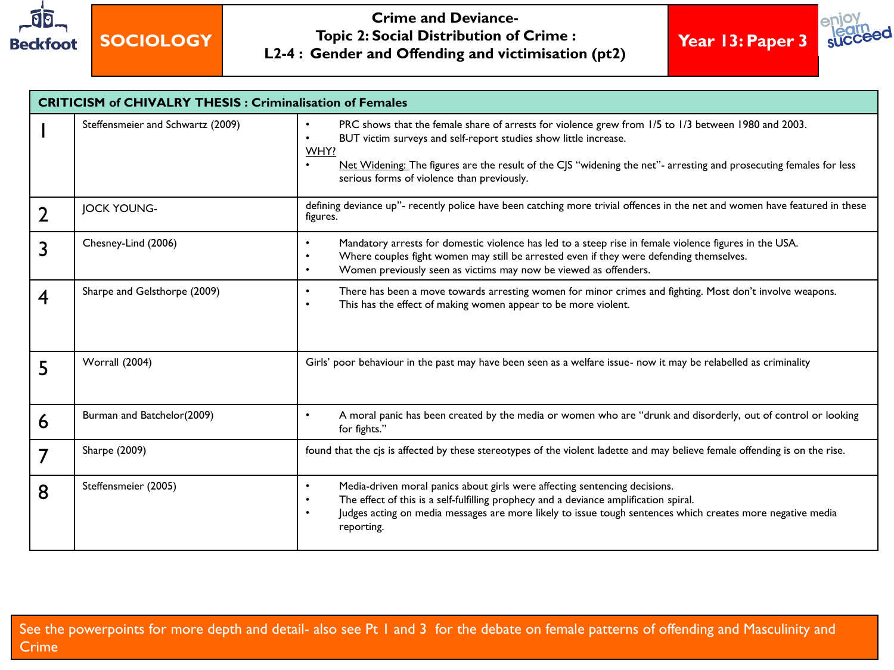| SOCIOLOGY | Crime and Deviance- Topic 2: Social Distribution of Crime : L2-4 : Gender and Offending and victimisation (pt2) | Year 13: Paper 3 |
|---|---|---|

| CRITICISM of CHIVALRY THESIS : Criminalisation of Females | | |
|---|---|---|
| 1 | Steffensmeier and Schwartz (2009) | • PRC shows that the female share of arrests for violence grew from 1/5 to 1/3 between 1980 and 2003.<br>• BUT victim surveys and self-report studies show little increase.<br>WHY?<br>• Net Widening: The figures are the result of the CJS "widening the net"- arresting and prosecuting females for less serious forms of violence than previously. |
| 2 | JOCK YOUNG- | defining deviance up"- recently police have been catching more trivial offences in the net and women have featured in these figures. |
| 3 | Chesney-Lind (2006) | • Mandatory arrests for domestic violence has led to a steep rise in female violence figures in the USA.<br>• Where couples fight women may still be arrested even if they were defending themselves.<br>• Women previously seen as victims may now be viewed as offenders. |
| 4 | Sharpe and Gelsthorpe (2009) | • There has been a move towards arresting women for minor crimes and fighting. Most don't involve weapons.<br>• This has the effect of making women appear to be more violent. |
| 5 | Worrall (2004) | Girls' poor behaviour in the past may have been seen as a welfare issue- now it may be relabelled as criminality |
| 6 | Burman and Batchelor(2009) | • A moral panic has been created by the media or women who are "drunk and disorderly, out of control or looking for fights." |
| 7 | Sharpe (2009) | found that the cjs is affected by these stereotypes of the violent ladette and may believe female offending is on the rise. |
| 8 | Steffensmeier (2005) | • Media-driven moral panics about girls were affecting sentencing decisions.<br>• The effect of this is a self-fulfilling prophecy and a deviance amplification spiral.<br>• Judges acting on media messages are more likely to issue tough sentences which creates more negative media reporting. |

See the powerpoints for more depth and detail- also see Pt 1 and 3 for the debate on female patterns of offending and Masculinity and Crime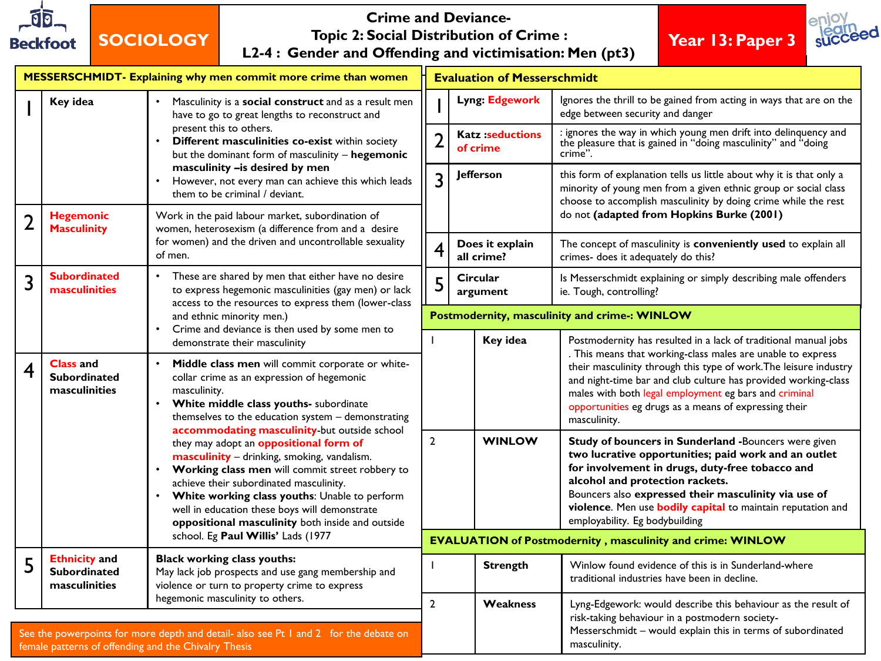# SOCIOLOGY

## Crime and Deviance- Topic 2: Social Distribution of Crime : L2-4 : Gender and Offending and victimisation: Men (pt3)

**Year 13: Paper 3**

### MESSERSCHMIDT- Explaining why men commit more crime than women

| | | |
|---|---|---|
| 1 | **Key idea** | • Masculinity is a **social construct** and as a result men have to go to great lengths to reconstruct and present this to others.<br>• **Different masculinities co-exist** within society but the dominant form of masculinity – **hegemonic masculinity –is desired by men**<br>• However, not every man can achieve this which leads them to be criminal / deviant. |
| 2 | **Hegemonic Masculinity** | Work in the paid labour market, subordination of women, heterosexism (a difference from and a desire for women) and the driven and uncontrollable sexuality of men. |
| 3 | **Subordinated masculinities** | • These are shared by men that either have no desire to express hegemonic masculinities (gay men) or lack access to the resources to express them (lower-class and ethnic minority men.)<br>• Crime and deviance is then used by some men to demonstrate their masculinity |
| 4 | **Class and Subordinated masculinities** | • **Middle class men** will commit corporate or white-collar crime as an expression of hegemonic masculinity.<br>• **White middle class youths-** subordinate themselves to the education system – demonstrating **accommodating masculinity**-but outside school they may adopt an **oppositional form of masculinity** – drinking, smoking, vandalism.<br>• **Working class men** will commit street robbery to achieve their subordinated masculinity.<br>• **White working class youths**: Unable to perform well in education these boys will demonstrate **oppositional masculinity** both inside and outside school. Eg **Paul Willis'** Lads (1977 |
| 5 | **Ethnicity and Subordinated masculinities** | **Black working class youths:**<br>May lack job prospects and use gang membership and violence or turn to property crime to express hegemonic masculinity to others. |

See the powerpoints for more depth and detail- also see Pt 1 and 2 for the debate on female patterns of offending and the Chivalry Thesis

### Evaluation of Messerschmidt

| | | |
|---|---|---|
| 1 | **Lyng: Edgework** | Ignores the thrill to be gained from acting in ways that are on the edge between security and danger |
| 2 | **Katz :seductions of crime** | : ignores the way in which young men drift into delinquency and the pleasure that is gained in "doing masculinity" and "doing crime". |
| 3 | **Jefferson** | this form of explanation tells us little about why it is that only a minority of young men from a given ethnic group or social class choose to accomplish masculinity by doing crime while the rest do not **(adapted from Hopkins Burke (2001)** |
| 4 | **Does it explain all crime?** | The concept of masculinity is **conveniently used** to explain all crimes- does it adequately do this? |
| 5 | **Circular argument** | Is Messerschmidt explaining or simply describing male offenders ie. Tough, controlling? |

### Postmodernity, masculinity and crime-: WINLOW

| | | |
|---|---|---|
| 1 | **Key idea** | Postmodernity has resulted in a lack of traditional manual jobs . This means that working-class males are unable to express their masculinity through this type of work.The leisure industry and night-time bar and club culture has provided working-class males with both legal employment eg bars and criminal opportunities eg drugs as a means of expressing their masculinity. |
| 2 | **WINLOW** | **Study of bouncers in Sunderland** -Bouncers were given **two lucrative opportunities; paid work and an outlet for involvement in drugs, duty-free tobacco and alcohol and protection rackets.**<br>Bouncers also **expressed their masculinity via use of violence**. Men use **bodily capital** to maintain reputation and employability. Eg bodybuilding |

### EVALUATION of Postmodernity , masculinity and crime: WINLOW

| | | |
|---|---|---|
| 1 | **Strength** | Winlow found evidence of this is in Sunderland-where traditional industries have been in decline. |
| 2 | **Weakness** | Lyng-Edgework: would describe this behaviour as the result of risk-taking behaviour in a postmodern society-<br>Messerschmidt – would explain this in terms of subordinated masculinity. |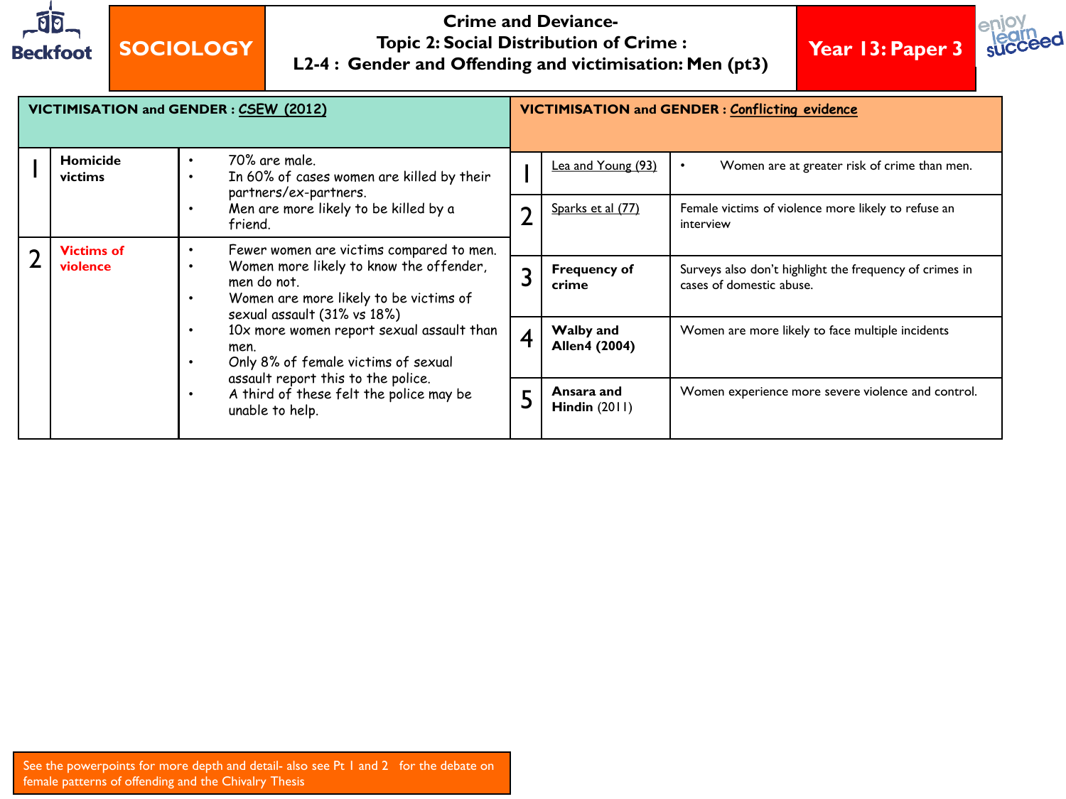# SOCIOLOGY

## Crime and Deviance- Topic 2: Social Distribution of Crime : L2-4 : Gender and Offending and victimisation: Men (pt3)

**Year 13: Paper 3**

### VICTIMISATION and GENDER : CSEW (2012)

| | | |
|---|---|---|
| 1 | **Homicide victims** | • 70% are male.<br>• In 60% of cases women are killed by their partners/ex-partners.<br>• Men are more likely to be killed by a friend. |
| 2 | **Victims of violence** | • Fewer women are victims compared to men.<br>• Women more likely to know the offender, men do not.<br>• Women are more likely to be victims of sexual assault (31% vs 18%)<br>• 10x more women report sexual assault than men.<br>• Only 8% of female victims of sexual assault report this to the police.<br>• A third of these felt the police may be unable to help. |

### VICTIMISATION and GENDER : Conflicting evidence

| | | |
|---|---|---|
| 1 | Lea and Young (93) | • Women are at greater risk of crime than men. |
| 2 | Sparks et al (77) | Female victims of violence more likely to refuse an interview |
| 3 | **Frequency of crime** | Surveys also don't highlight the frequency of crimes in cases of domestic abuse. |
| 4 | **Walby and Allen4 (2004)** | Women are more likely to face multiple incidents |
| 5 | **Ansara and Hindin** (2011) | Women experience more severe violence and control. |

See the powerpoints for more depth and detail- also see Pt 1 and 2 for the debate on female patterns of offending and the Chivalry Thesis